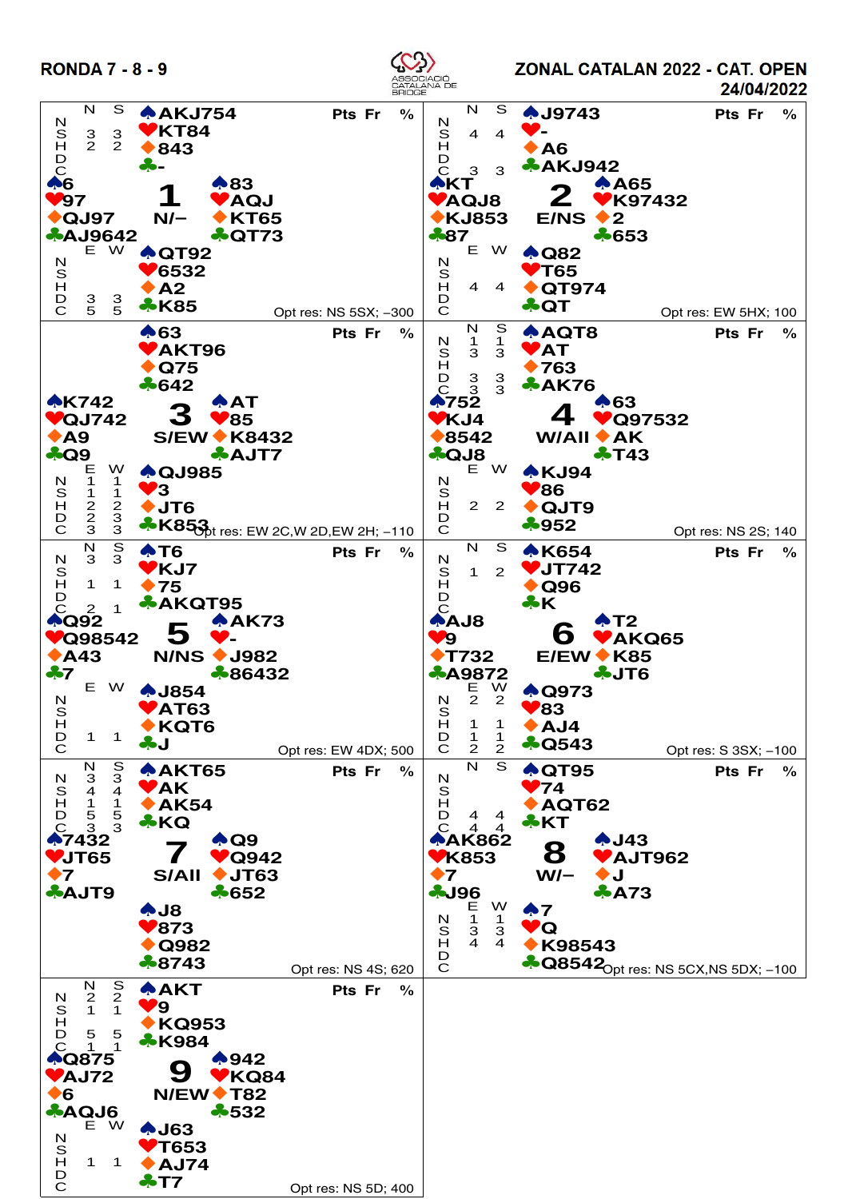# RONDA 7 - 8 - 9

ASSOCIACIÓ CATALANA DE BRIDGE

## ZONAL CATALAN 2022 - CAT. OPEN

24/04/2022

---

### Board 1 — N/–

| | |
|---|---|
| North | ♠AKJ754 ♥KT84 ♦843 ♣- |
| West | ♠6 ♥97 ♦QJ97 ♣AJ9642 |
| East | ♠83 ♥AQJ ♦KT65 ♣QT73 |
| South | ♠QT92 ♥6532 ♦A2 ♣K85 |

| | N | S | E | W |
|---|---|---|---|---|
| N | | | | |
| S | 3 | 3 | | |
| H | 2 | 2 | | |
| D | | | 3 | 3 |
| C | | | 5 | 5 |

Pts Fr %

Opt res: NS 5SX; –300

---

### Board 2 — E/NS

| | |
|---|---|
| North | ♠J9743 ♥- ♦A6 ♣AKJ942 |
| West | ♠KT ♥AQJ8 ♦KJ853 ♣87 |
| East | ♠A65 ♥K97432 ♦2 ♣653 |
| South | ♠Q82 ♥T65 ♦QT974 ♣QT |

| | N | S | E | W |
|---|---|---|---|---|
| N | | | | |
| S | 4 | 4 | | |
| H | | | 4 | 4 |
| D | | | | |
| C | 3 | 3 | | |

Pts Fr %

Opt res: EW 5HX; 100

---

### Board 3 — S/EW

| | |
|---|---|
| North | ♠63 ♥AKT96 ♦Q75 ♣642 |
| West | ♠K742 ♥QJ742 ♦A9 ♣Q9 |
| East | ♠AT ♥85 ♦K8432 ♣AJT7 |
| South | ♠QJ985 ♥3 ♦JT6 ♣K853 |

| | N | S | E | W |
|---|---|---|---|---|
| N | | | 1 | 1 |
| S | | | 1 | 1 |
| H | | | 2 | 2 |
| D | | | 2 | 3 |
| C | | | 3 | 3 |

Pts Fr %

Opt res: EW 2C,W 2D,EW 2H; –110

---

### Board 4 — W/All

| | |
|---|---|
| North | ♠AQT8 ♥AT ♦763 ♣AK76 |
| West | ♠752 ♥KJ4 ♦8542 ♣QJ8 |
| East | ♠63 ♥Q97532 ♦AK ♣T43 |
| South | ♠KJ94 ♥86 ♦QJT9 ♣952 |

| | N | S | E | W |
|---|---|---|---|---|
| N | 1 | 1 | | |
| S | 3 | 3 | | |
| H | | | 2 | 2 |
| D | 3 | 3 | | |
| C | 3 | 3 | | |

Pts Fr %

Opt res: NS 2S; 140

---

### Board 5 — N/NS

| | |
|---|---|
| North | ♠T6 ♥KJ7 ♦75 ♣AKQT95 |
| West | ♠Q92 ♥Q98542 ♦A43 ♣7 |
| East | ♠AK73 ♥- ♦J982 ♣86432 |
| South | ♠J854 ♥AT63 ♦KQT6 ♣J |

| | N | S | E | W |
|---|---|---|---|---|
| N | 3 | 3 | | |
| S | | | | |
| H | 1 | 1 | | |
| D | | | 1 | 1 |
| C | 2 | 1 | | |

Pts Fr %

Opt res: EW 4DX; 500

---

### Board 6 — E/EW

| | |
|---|---|
| North | ♠K654 ♥JT742 ♦Q96 ♣K |
| West | ♠AJ8 ♥9 ♦T732 ♣A9872 |
| East | ♠T2 ♥AKQ65 ♦K85 ♣JT6 |
| South | ♠Q973 ♥83 ♦AJ4 ♣Q543 |

| | N | S | E | W |
|---|---|---|---|---|
| N | | | 2 | 2 |
| S | 1 | 2 | | |
| H | | | 1 | 1 |
| D | | | 1 | 1 |
| C | | | 2 | 2 |

Pts Fr %

Opt res: S 3SX; –100

---

### Board 7 — S/All

| | |
|---|---|
| North | ♠AKT65 ♥AK ♦AK54 ♣KQ |
| West | ♠7432 ♥JT65 ♦7 ♣AJT9 |
| East | ♠Q9 ♥Q942 ♦JT63 ♣652 |
| South | ♠J8 ♥873 ♦Q982 ♣8743 |

| | N | S | E | W |
|---|---|---|---|---|
| N | 3 | 3 | | |
| S | 4 | 4 | | |
| H | 1 | 1 | | |
| D | 5 | 5 | | |
| C | 3 | 3 | | |

Pts Fr %

Opt res: NS 4S; 620

---

### Board 8 — W/–

| | |
|---|---|
| North | ♠QT95 ♥74 ♦AQT62 ♣KT |
| West | ♠AK862 ♥K853 ♦7 ♣J96 |
| East | ♠J43 ♥AJT962 ♦J ♣A73 |
| South | ♠7 ♥Q ♦K98543 ♣Q8542 |

| | N | S | E | W |
|---|---|---|---|---|
| N | | | 1 | 1 |
| S | | | 3 | 3 |
| H | | | 4 | 4 |
| D | 4 | 4 | | |
| C | 4 | 4 | | |

Pts Fr %

Opt res: NS 5CX,NS 5DX; –100

---

### Board 9 — N/EW

| | |
|---|---|
| North | ♠AKT ♥9 ♦KQ953 ♣K984 |
| West | ♠Q875 ♥AJ72 ♦6 ♣AQJ6 |
| East | ♠942 ♥KQ84 ♦T82 ♣532 |
| South | ♠J63 ♥T653 ♦AJ74 ♣T7 |

| | N | S | E | W |
|---|---|---|---|---|
| N | 2 | 2 | | |
| S | 1 | 1 | | |
| H | | | 1 | 1 |
| D | 5 | 5 | | |
| C | 1 | 1 | | |

Pts Fr %

Opt res: NS 5D; 400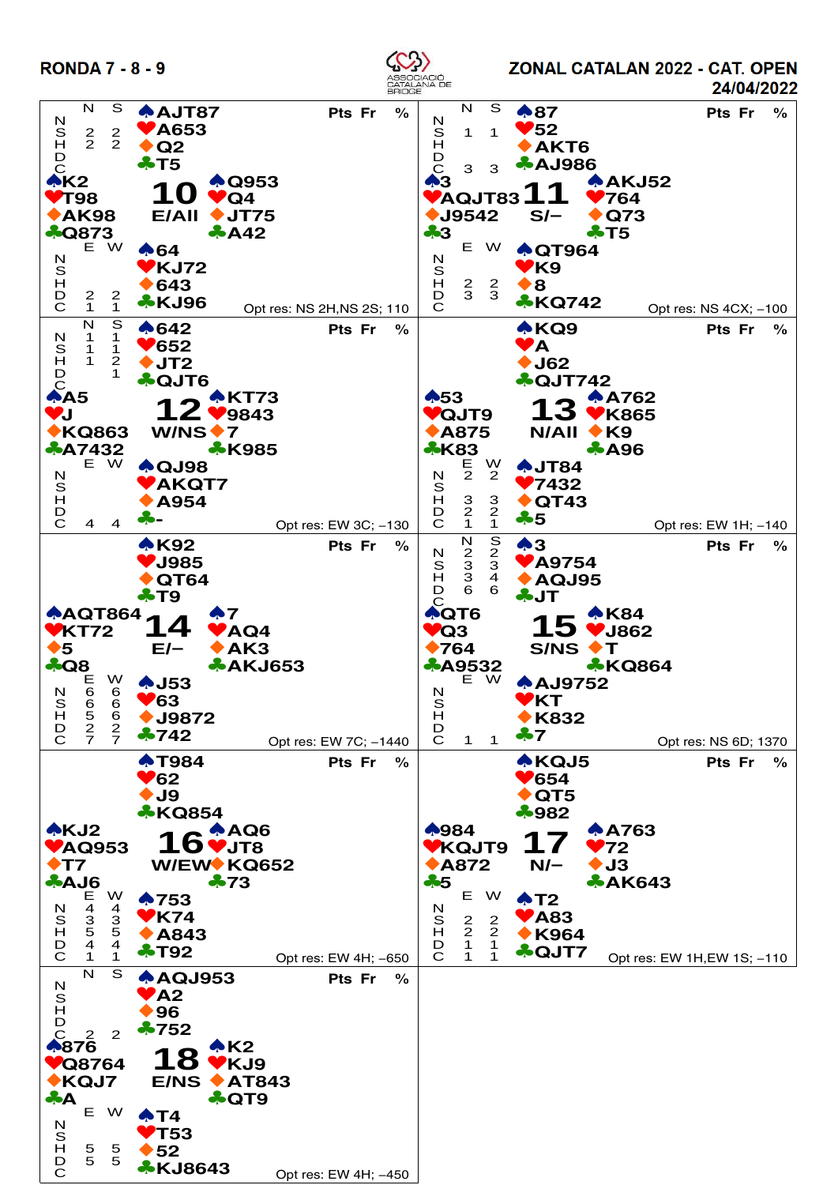RONDA 7 - 8 - 9

ZONAL CATALAN 2022 - CAT. OPEN

24/04/2022

## Board 10 — E/All

North: ♠AJT87 ♥A653 ♦Q2 ♣T5

West: ♠K2 ♥T98 ♦AK98 ♣Q873

East: ♠Q953 ♥Q4 ♦JT75 ♣A42

South: ♠64 ♥KJ72 ♦643 ♣KJ96

| | N | S |
|---|---|---|
| N | | |
| S | 2 | 2 |
| H | 2 | 2 |
| D | | |
| C | | |

| | E | W |
|---|---|---|
| N | | |
| S | | |
| H | | |
| D | 2 | 2 |
| C | 1 | 1 |

Opt res: NS 2H,NS 2S; 110

Pts Fr %

## Board 11 — S/–

North: ♠87 ♥52 ♦AKT6 ♣AJ986

West: ♠3 ♥AQJT83 ♦J9542 ♣3

East: ♠AKJ52 ♥764 ♦Q73 ♣T5

South: ♠QT964 ♥K9 ♦8 ♣KQ742

| | N | S |
|---|---|---|
| N | | |
| S | 1 | 1 |
| H | | |
| D | | |
| C | 3 | 3 |

| | E | W |
|---|---|---|
| N | | |
| S | | |
| H | 2 | 2 |
| D | 3 | 3 |
| C | | |

Opt res: NS 4CX; –100

Pts Fr %

## Board 12 — W/NS

North: ♠642 ♥652 ♦JT2 ♣QJT6

West: ♠A5 ♥J ♦KQ863 ♣A7432

East: ♠KT73 ♥9843 ♦7 ♣K985

South: ♠QJ98 ♥AKQT7 ♦A954 ♣-

| | N | S |
|---|---|---|
| N | 1 | 1 |
| S | 1 | 1 |
| H | 1 | 2 |
| D | | 1 |
| C | | |

| | E | W |
|---|---|---|
| N | | |
| S | | |
| H | | |
| D | | |
| C | 4 | 4 |

Opt res: EW 3C; –130

Pts Fr %

## Board 13 — N/All

North: ♠KQ9 ♥A ♦J62 ♣QJT742

West: ♠53 ♥QJT9 ♦A875 ♣K83

East: ♠A762 ♥K865 ♦K9 ♣A96

South: ♠JT84 ♥7432 ♦QT43 ♣5

| | E | W |
|---|---|---|
| N | 2 | 2 |
| S | | |
| H | 3 | 3 |
| D | 2 | 2 |
| C | 1 | 1 |

Opt res: EW 1H; –140

Pts Fr %

## Board 14 — E/–

North: ♠K92 ♥J985 ♦QT64 ♣T9

West: ♠AQT864 ♥KT72 ♦5 ♣Q8

East: ♠7 ♥AQ4 ♦AK3 ♣AKJ653

South: ♠J53 ♥63 ♦J9872 ♣742

| | E | W |
|---|---|---|
| N | 6 | 6 |
| S | 6 | 6 |
| H | 5 | 6 |
| D | 2 | 2 |
| C | 7 | 7 |

Opt res: EW 7C; –1440

Pts Fr %

## Board 15 — S/NS

North: ♠3 ♥A9754 ♦AQJ95 ♣JT

West: ♠QT6 ♥Q3 ♦764 ♣A9532

East: ♠K84 ♥J862 ♦T ♣KQ864

South: ♠AJ9752 ♥KT ♦K832 ♣7

| | N | S |
|---|---|---|
| N | 2 | 2 |
| S | 3 | 3 |
| H | 3 | 4 |
| D | 6 | 6 |
| C | | |

| | E | W |
|---|---|---|
| N | | |
| S | | |
| H | | |
| D | | |
| C | 1 | 1 |

Opt res: NS 6D; 1370

Pts Fr %

## Board 16 — W/EW

North: ♠T984 ♥62 ♦J9 ♣KQ854

West: ♠KJ2 ♥AQ953 ♦T7 ♣AJ6

East: ♠AQ6 ♥JT8 ♦KQ652 ♣73

South: ♠753 ♥K74 ♦A843 ♣T92

| | E | W |
|---|---|---|
| N | 4 | 4 |
| S | 3 | 3 |
| H | 5 | 5 |
| D | 4 | 4 |
| C | 1 | 1 |

Opt res: EW 4H; –650

Pts Fr %

## Board 17 — N/–

North: ♠KQJ5 ♥654 ♦QT5 ♣982

West: ♠984 ♥KQJT9 ♦A872 ♣5

East: ♠A763 ♥72 ♦J3 ♣AK643

South: ♠T2 ♥A83 ♦K964 ♣QJT7

| | E | W |
|---|---|---|
| N | | |
| S | 2 | 2 |
| H | 2 | 2 |
| D | 1 | 1 |
| C | 1 | 1 |

Opt res: EW 1H,EW 1S; –110

Pts Fr %

## Board 18 — E/NS

North: ♠AQJ953 ♥A2 ♦96 ♣752

West: ♠876 ♥Q8764 ♦KQJ7 ♣A

East: ♠K2 ♥KJ9 ♦AT843 ♣QT9

South: ♠T4 ♥T53 ♦52 ♣KJ8643

| | N | S |
|---|---|---|
| N | | |
| S | | |
| H | | |
| D | | |
| C | 2 | 2 |

| | E | W |
|---|---|---|
| N | | |
| S | | |
| H | 5 | 5 |
| D | 5 | 5 |
| C | | |

Opt res: EW 4H; –450

Pts Fr %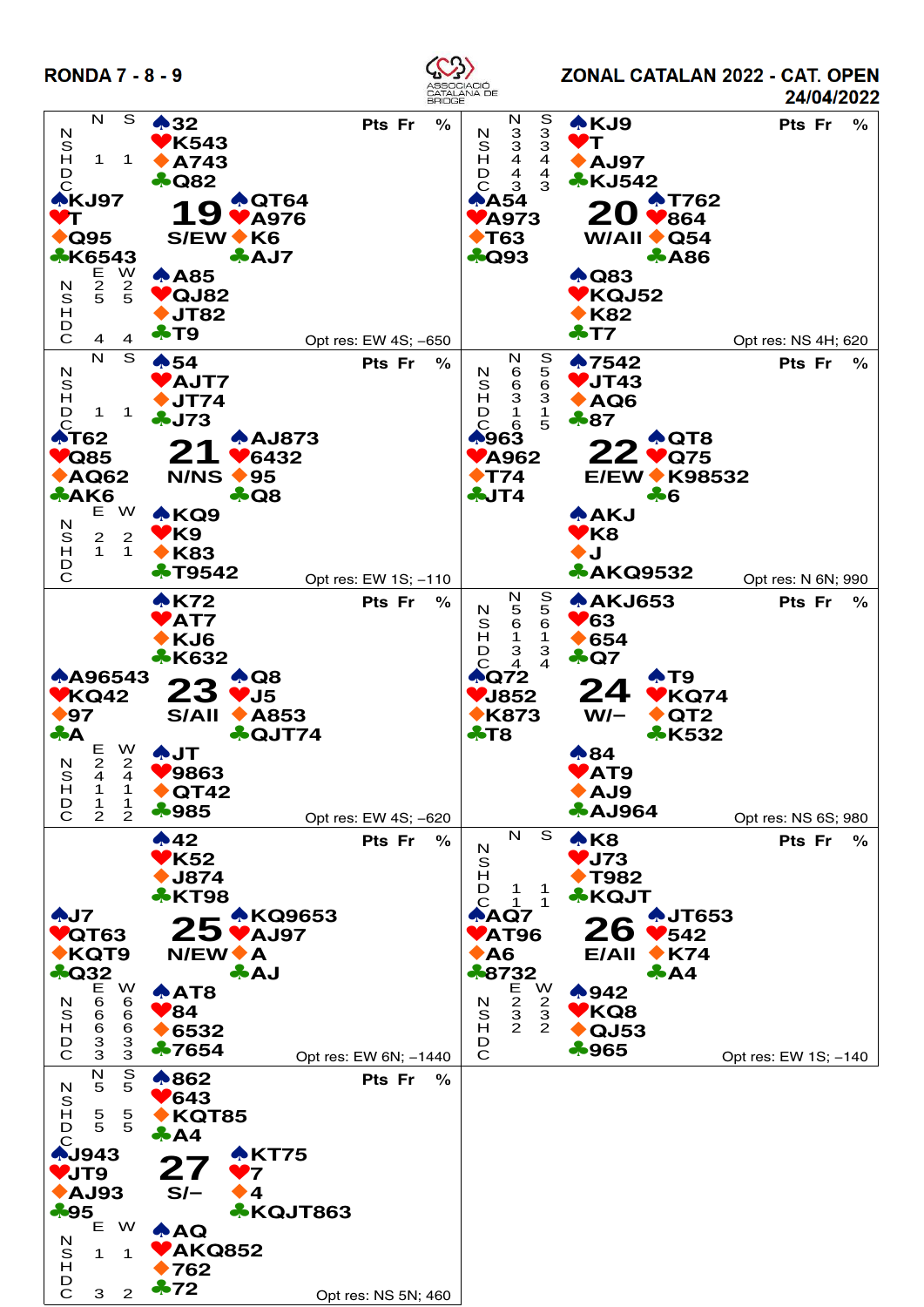**RONDA 7 - 8 - 9**

**ZONAL CATALAN 2022 - CAT. OPEN**
**24/04/2022**

## Board 19 — S/EW

North: ♠32 ♥K543 ♦A743 ♣Q82
West: ♠KJ97 ♥T ♦Q95 ♣K6543
East: ♠QT64 ♥A976 ♦K6 ♣AJ7
South: ♠A85 ♥QJ82 ♦JT82 ♣T9

| | N | S | E | W |
|---|---|---|---|---|
| N | | | | |
| S | | | 2 | 2 |
| H | 1 | 1 | 5 | 5 |
| D | | | | |
| C | | | 4 | 4 |

Pts Fr %

Opt res: EW 4S; –650

## Board 20 — W/All

North: ♠KJ9 ♥T ♦AJ97 ♣KJ542
West: ♠A54 ♥A973 ♦T63 ♣Q93
East: ♠T762 ♥864 ♦Q54 ♣A86
South: ♠Q83 ♥KQJ52 ♦K82 ♣T7

| | N | S |
|---|---|---|
| N | 3 | 3 |
| S | 3 | 3 |
| H | 4 | 4 |
| D | 4 | 4 |
| C | 3 | 3 |

Pts Fr %

Opt res: NS 4H; 620

## Board 21 — N/NS

North: ♠54 ♥AJT7 ♦JT74 ♣J73
West: ♠T62 ♥Q85 ♦AQ62 ♣AK6
East: ♠AJ873 ♥6432 ♦95 ♣Q8
South: ♠KQ9 ♥K9 ♦K83 ♣T9542

| | N | S | E | W |
|---|---|---|---|---|
| N | | | | |
| S | | | 2 | 2 |
| H | | | 1 | 1 |
| D | 1 | 1 | | |
| C | | | | |

Pts Fr %

Opt res: EW 1S; –110

## Board 22 — E/EW

North: ♠7542 ♥JT43 ♦AQ6 ♣87
West: ♠963 ♥A962 ♦T74 ♣JT4
East: ♠QT8 ♥Q75 ♦K98532 ♣6
South: ♠AKJ ♥K8 ♦J ♣AKQ9532

| | N | S |
|---|---|---|
| N | 6 | 5 |
| S | 6 | 6 |
| H | 3 | 3 |
| D | 1 | 1 |
| C | 6 | 5 |

Pts Fr %

Opt res: N 6N; 990

## Board 23 — S/All

North: ♠K72 ♥AT7 ♦KJ6 ♣K632
West: ♠A96543 ♥KQ42 ♦97 ♣A
East: ♠Q8 ♥J5 ♦A853 ♣QJT74
South: ♠JT ♥9863 ♦QT42 ♣985

| | E | W |
|---|---|---|
| N | 2 | 2 |
| S | 4 | 4 |
| H | 1 | 1 |
| D | 1 | 1 |
| C | 2 | 2 |

Pts Fr %

Opt res: EW 4S; –620

## Board 24 — W/–

North: ♠AKJ653 ♥63 ♦654 ♣Q7
West: ♠Q72 ♥J852 ♦K873 ♣T8
East: ♠T9 ♥KQ74 ♦QT2 ♣K532
South: ♠84 ♥AT9 ♦AJ9 ♣AJ964

| | N | S |
|---|---|---|
| N | 5 | 5 |
| S | 6 | 6 |
| H | 1 | 1 |
| D | 3 | 3 |
| C | 4 | 4 |

Pts Fr %

Opt res: NS 6S; 980

## Board 25 — N/EW

North: ♠42 ♥K52 ♦J874 ♣KT98
West: ♠J7 ♥QT63 ♦KQT9 ♣Q32
East: ♠KQ9653 ♥AJ97 ♦A ♣AJ
South: ♠AT8 ♥84 ♦6532 ♣7654

| | E | W |
|---|---|---|
| N | 6 | 6 |
| S | 6 | 6 |
| H | 6 | 6 |
| D | 3 | 3 |
| C | 3 | 3 |

Pts Fr %

Opt res: EW 6N; –1440

## Board 26 — E/All

North: ♠K8 ♥J73 ♦T982 ♣KQJT
West: ♠AQ7 ♥AT96 ♦A6 ♣8732
East: ♠JT653 ♥542 ♦K74 ♣A4
South: ♠942 ♥KQ8 ♦QJ53 ♣965

| | N | S | E | W |
|---|---|---|---|---|
| N | | | | |
| S | | | 2 | 2 |
| H | | | 3 | 3 |
| D | 1 | 1 | 2 | 2 |
| C | 1 | 1 | | |

Pts Fr %

Opt res: EW 1S; –140

## Board 27 — S/–

North: ♠862 ♥643 ♦KQT85 ♣A4
West: ♠J943 ♥JT9 ♦AJ93 ♣95
East: ♠KT75 ♥7 ♦4 ♣KQJT863
South: ♠AQ ♥AKQ852 ♦762 ♣72

| | N | S | E | W |
|---|---|---|---|---|
| N | 5 | 5 | | |
| S | | | 1 | 1 |
| H | 5 | 5 | | |
| D | 5 | 5 | | |
| C | | | 3 | 2 |

Pts Fr %

Opt res: NS 5N; 460